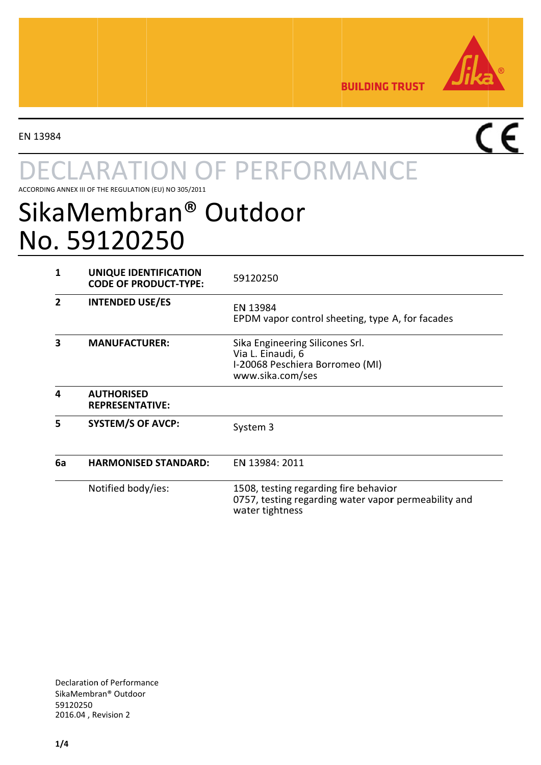EN 13984

# DECLARATION OF PERFORMANCE

ACCORDING ANNEX III OF THE REGULATION (EU) NO 305/2011

# SikaMembran® Outdoor
# No. 59120250

| | | |
|---|---|---|
| **1** | **UNIQUE IDENTIFICATION CODE OF PRODUCT-TYPE:** | 59120250 |
| **2** | **INTENDED USE/ES** | EN 13984<br>EPDM vapor control sheeting, type A, for facades |
| **3** | **MANUFACTURER:** | Sika Engineering Silicones Srl.<br>Via L. Einaudi, 6<br>I-20068 Peschiera Borromeo (MI)<br>www.sika.com/ses |
| **4** | **AUTHORISED REPRESENTATIVE:** | |
| **5** | **SYSTEM/S OF AVCP:** | System 3 |
| **6a** | **HARMONISED STANDARD:** | EN 13984: 2011 |
| | Notified body/ies: | 1508, testing regarding fire behavior<br>0757, testing regarding water vapor permeability and water tightness |

Declaration of Performance
SikaMembran® Outdoor
59120250
2016.04 , Revision 2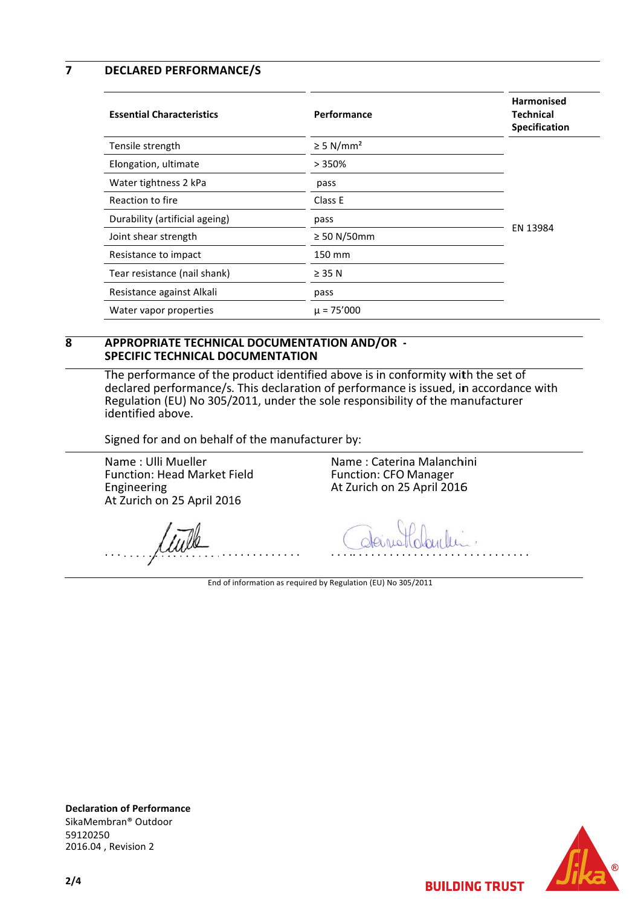## 7 DECLARED PERFORMANCE/S

| Essential Characteristics | Performance | Harmonised Technical Specification |
|---|---|---|
| Tensile strength | ≥ 5 N/mm² | EN 13984 |
| Elongation, ultimate | > 350% | |
| Water tightness 2 kPa | pass | |
| Reaction to fire | Class E | |
| Durability (artificial ageing) | pass | |
| Joint shear strength | ≥ 50 N/50mm | |
| Resistance to impact | 150 mm | |
| Tear resistance (nail shank) | ≥ 35 N | |
| Resistance against Alkali | pass | |
| Water vapor properties | μ = 75'000 | |

## 8 APPROPRIATE TECHNICAL DOCUMENTATION AND/OR - SPECIFIC TECHNICAL DOCUMENTATION

The performance of the product identified above is in conformity with the set of declared performance/s. This declaration of performance is issued, in accordance with Regulation (EU) No 305/2011, under the sole responsibility of the manufacturer identified above.

Signed for and on behalf of the manufacturer by:

Name : Ulli Mueller
Function: Head Market Field Engineering
At Zurich on 25 April 2016

Name : Caterina Malanchini
Function: CFO Manager
At Zurich on 25 April 2016

End of information as required by Regulation (EU) No 305/2011

**Declaration of Performance**
SikaMembran® Outdoor
59120250
2016.04 , Revision 2

BUILDING TRUST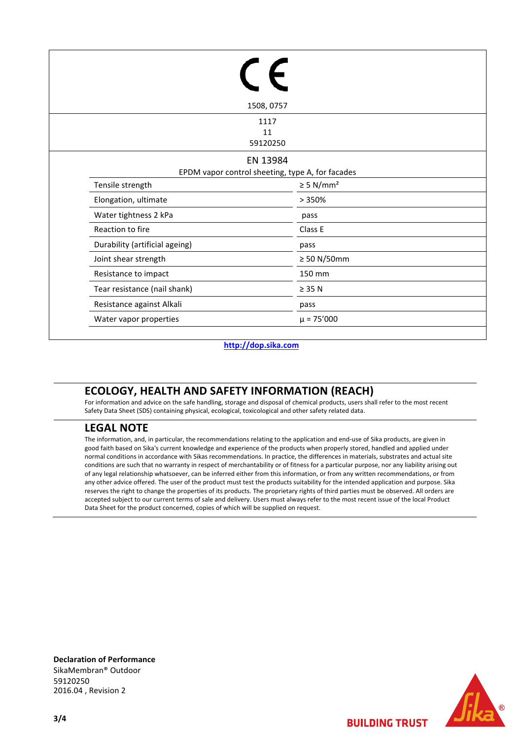CE

1508, 0757

1117
11
59120250

EN 13984
EPDM vapor control sheeting, type A, for facades

| Tensile strength | ≥ 5 N/mm² |
| --- | --- |
| Elongation, ultimate | > 350% |
| Water tightness 2 kPa | pass |
| Reaction to fire | Class E |
| Durability (artificial ageing) | pass |
| Joint shear strength | ≥ 50 N/50mm |
| Resistance to impact | 150 mm |
| Tear resistance (nail shank) | ≥ 35 N |
| Resistance against Alkali | pass |
| Water vapor properties | µ = 75'000 |

http://dop.sika.com

## ECOLOGY, HEALTH AND SAFETY INFORMATION (REACH)

For information and advice on the safe handling, storage and disposal of chemical products, users shall refer to the most recent Safety Data Sheet (SDS) containing physical, ecological, toxicological and other safety related data.

## LEGAL NOTE

The information, and, in particular, the recommendations relating to the application and end-use of Sika products, are given in good faith based on Sika's current knowledge and experience of the products when properly stored, handled and applied under normal conditions in accordance with Sikas recommendations. In practice, the differences in materials, substrates and actual site conditions are such that no warranty in respect of merchantability or of fitness for a particular purpose, nor any liability arising out of any legal relationship whatsoever, can be inferred either from this information, or from any written recommendations, or from any other advice offered. The user of the product must test the products suitability for the intended application and purpose. Sika reserves the right to change the properties of its products. The proprietary rights of third parties must be observed. All orders are accepted subject to our current terms of sale and delivery. Users must always refer to the most recent issue of the local Product Data Sheet for the product concerned, copies of which will be supplied on request.

**Declaration of Performance**
SikaMembran® Outdoor
59120250
2016.04 , Revision 2

BUILDING TRUST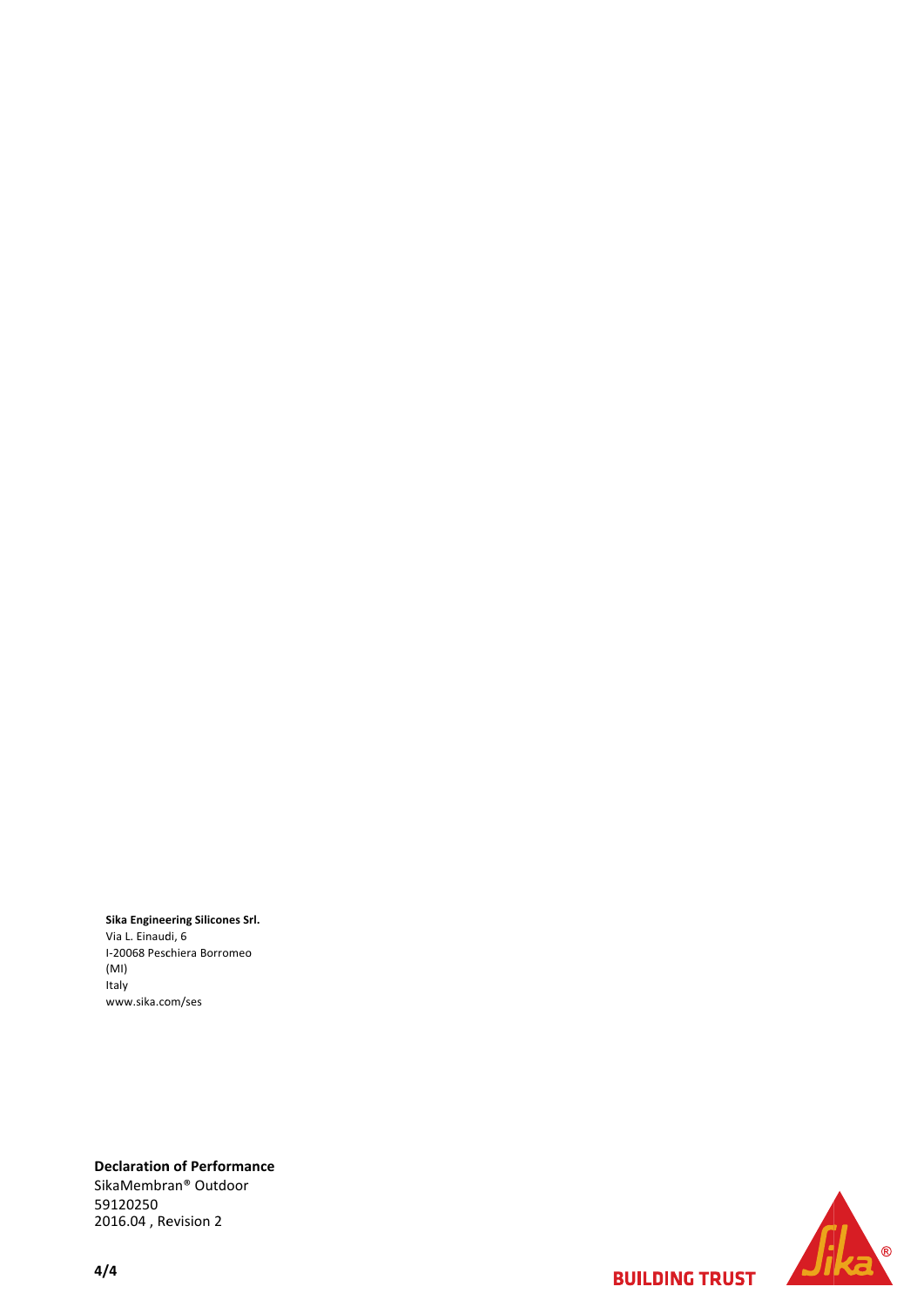**Sika Engineering Silicones Srl.**
Via L. Einaudi, 6
I-20068 Peschiera Borromeo
(MI)
Italy
www.sika.com/ses

**Declaration of Performance**
SikaMembran® Outdoor
59120250
2016.04 , Revision 2

BUILDING TRUST